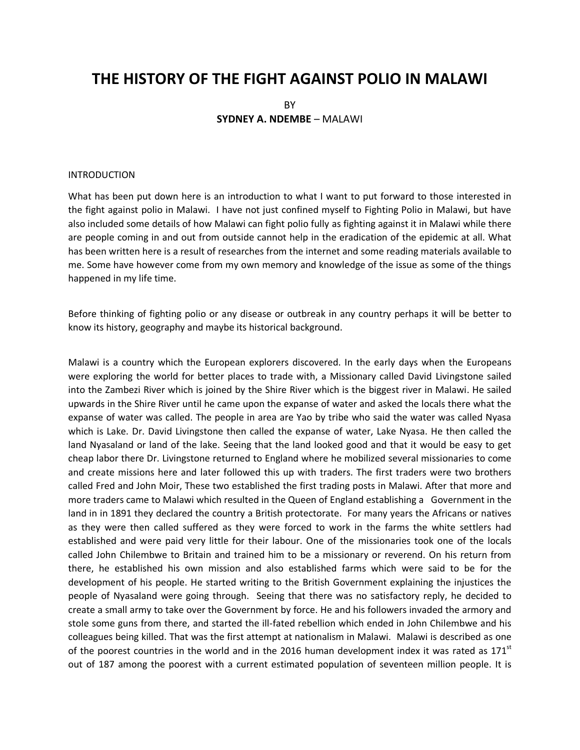# THE HISTORY OF THE FIGHT AGAINST POLIO IN MALAWI

BY

**SYDNEY A. NDEMBE** – MALAWI

INTRODUCTION

What has been put down here is an introduction to what I want to put forward to those interested in the fight against polio in Malawi. I have not just confined myself to Fighting Polio in Malawi, but have also included some details of how Malawi can fight polio fully as fighting against it in Malawi while there are people coming in and out from outside cannot help in the eradication of the epidemic at all. What has been written here is a result of researches from the internet and some reading materials available to me. Some have however come from my own memory and knowledge of the issue as some of the things happened in my life time.

Before thinking of fighting polio or any disease or outbreak in any country perhaps it will be better to know its history, geography and maybe its historical background.

Malawi is a country which the European explorers discovered. In the early days when the Europeans were exploring the world for better places to trade with, a Missionary called David Livingstone sailed into the Zambezi River which is joined by the Shire River which is the biggest river in Malawi. He sailed upwards in the Shire River until he came upon the expanse of water and asked the locals there what the expanse of water was called. The people in area are Yao by tribe who said the water was called Nyasa which is Lake. Dr. David Livingstone then called the expanse of water, Lake Nyasa. He then called the land Nyasaland or land of the lake. Seeing that the land looked good and that it would be easy to get cheap labor there Dr. Livingstone returned to England where he mobilized several missionaries to come and create missions here and later followed this up with traders. The first traders were two brothers called Fred and John Moir, These two established the first trading posts in Malawi. After that more and more traders came to Malawi which resulted in the Queen of England establishing a Government in the land in in 1891 they declared the country a British protectorate. For many years the Africans or natives as they were then called suffered as they were forced to work in the farms the white settlers had established and were paid very little for their labour. One of the missionaries took one of the locals called John Chilembwe to Britain and trained him to be a missionary or reverend. On his return from there, he established his own mission and also established farms which were said to be for the development of his people. He started writing to the British Government explaining the injustices the people of Nyasaland were going through. Seeing that there was no satisfactory reply, he decided to create a small army to take over the Government by force. He and his followers invaded the armory and stole some guns from there, and started the ill-fated rebellion which ended in John Chilembwe and his colleagues being killed. That was the first attempt at nationalism in Malawi. Malawi is described as one of the poorest countries in the world and in the 2016 human development index it was rated as 171st out of 187 among the poorest with a current estimated population of seventeen million people. It is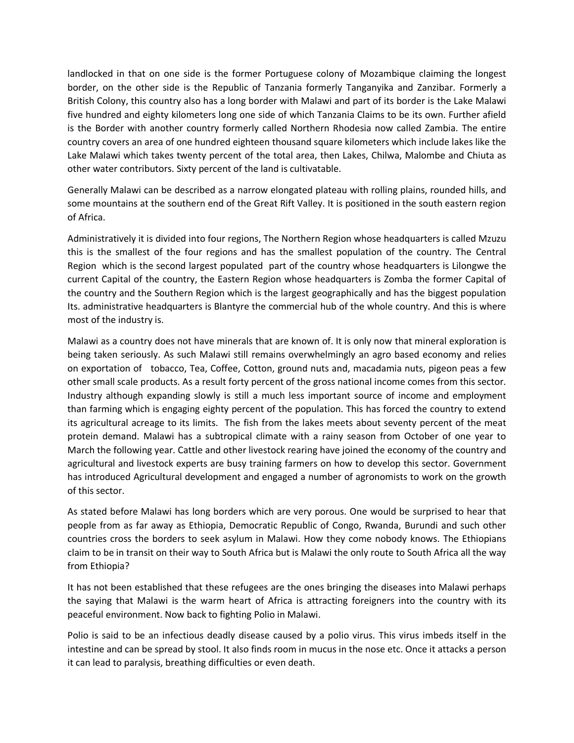landlocked in that on one side is the former Portuguese colony of Mozambique claiming the longest border, on the other side is the Republic of Tanzania formerly Tanganyika and Zanzibar. Formerly a British Colony, this country also has a long border with Malawi and part of its border is the Lake Malawi five hundred and eighty kilometers long one side of which Tanzania Claims to be its own. Further afield is the Border with another country formerly called Northern Rhodesia now called Zambia. The entire country covers an area of one hundred eighteen thousand square kilometers which include lakes like the Lake Malawi which takes twenty percent of the total area, then Lakes, Chilwa, Malombe and Chiuta as other water contributors. Sixty percent of the land is cultivatable.

Generally Malawi can be described as a narrow elongated plateau with rolling plains, rounded hills, and some mountains at the southern end of the Great Rift Valley. It is positioned in the south eastern region of Africa.

Administratively it is divided into four regions, The Northern Region whose headquarters is called Mzuzu this is the smallest of the four regions and has the smallest population of the country. The Central Region which is the second largest populated part of the country whose headquarters is Lilongwe the current Capital of the country, the Eastern Region whose headquarters is Zomba the former Capital of the country and the Southern Region which is the largest geographically and has the biggest population Its. administrative headquarters is Blantyre the commercial hub of the whole country. And this is where most of the industry is.

Malawi as a country does not have minerals that are known of. It is only now that mineral exploration is being taken seriously. As such Malawi still remains overwhelmingly an agro based economy and relies on exportation of tobacco, Tea, Coffee, Cotton, ground nuts and, macadamia nuts, pigeon peas a few other small scale products. As a result forty percent of the gross national income comes from this sector. Industry although expanding slowly is still a much less important source of income and employment than farming which is engaging eighty percent of the population. This has forced the country to extend its agricultural acreage to its limits. The fish from the lakes meets about seventy percent of the meat protein demand. Malawi has a subtropical climate with a rainy season from October of one year to March the following year. Cattle and other livestock rearing have joined the economy of the country and agricultural and livestock experts are busy training farmers on how to develop this sector. Government has introduced Agricultural development and engaged a number of agronomists to work on the growth of this sector.

As stated before Malawi has long borders which are very porous. One would be surprised to hear that people from as far away as Ethiopia, Democratic Republic of Congo, Rwanda, Burundi and such other countries cross the borders to seek asylum in Malawi. How they come nobody knows. The Ethiopians claim to be in transit on their way to South Africa but is Malawi the only route to South Africa all the way from Ethiopia?

It has not been established that these refugees are the ones bringing the diseases into Malawi perhaps the saying that Malawi is the warm heart of Africa is attracting foreigners into the country with its peaceful environment. Now back to fighting Polio in Malawi.

Polio is said to be an infectious deadly disease caused by a polio virus. This virus imbeds itself in the intestine and can be spread by stool. It also finds room in mucus in the nose etc. Once it attacks a person it can lead to paralysis, breathing difficulties or even death.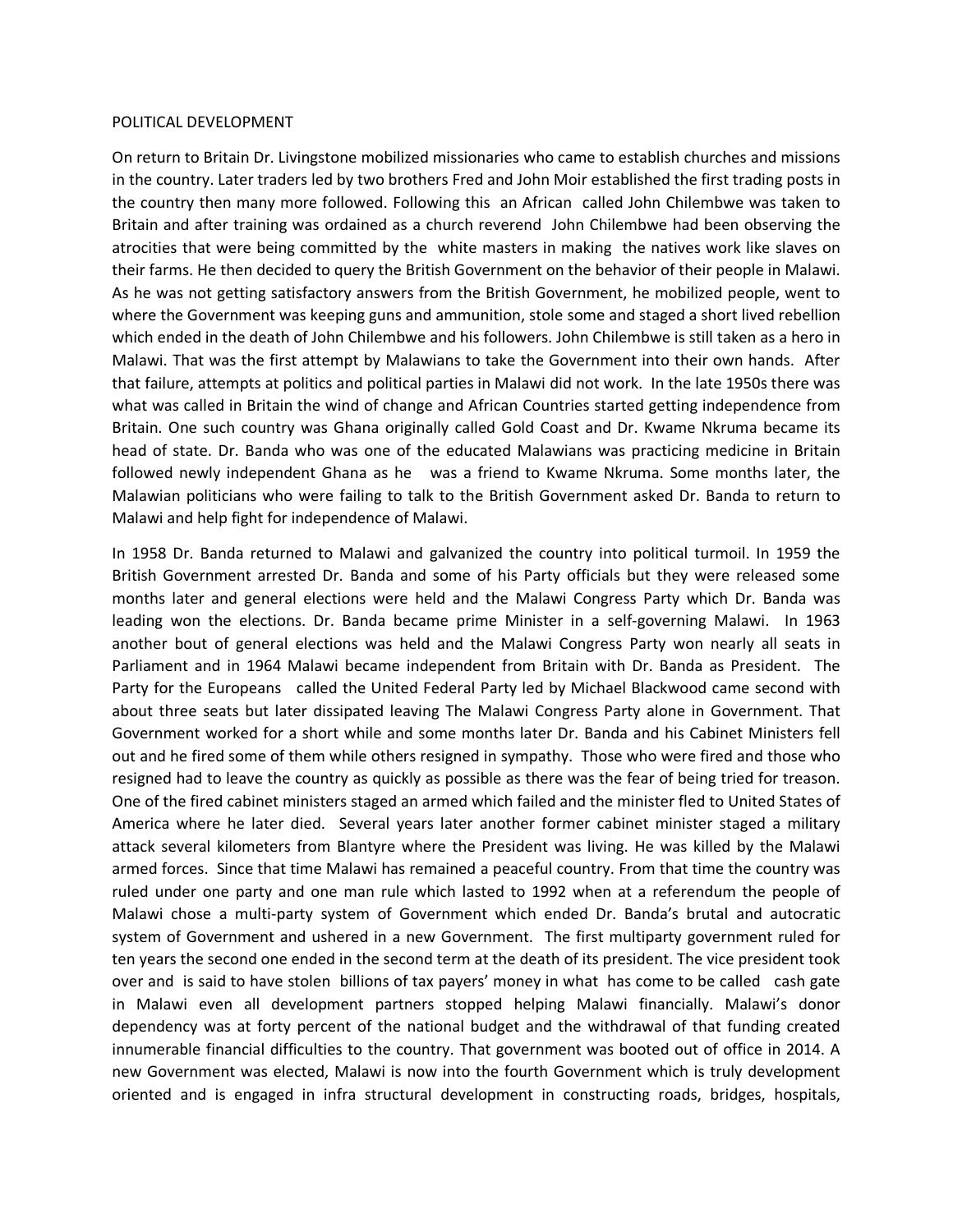POLITICAL DEVELOPMENT

On return to Britain Dr. Livingstone mobilized missionaries who came to establish churches and missions in the country. Later traders led by two brothers Fred and John Moir established the first trading posts in the country then many more followed. Following this an African called John Chilembwe was taken to Britain and after training was ordained as a church reverend John Chilembwe had been observing the atrocities that were being committed by the white masters in making the natives work like slaves on their farms. He then decided to query the British Government on the behavior of their people in Malawi. As he was not getting satisfactory answers from the British Government, he mobilized people, went to where the Government was keeping guns and ammunition, stole some and staged a short lived rebellion which ended in the death of John Chilembwe and his followers. John Chilembwe is still taken as a hero in Malawi. That was the first attempt by Malawians to take the Government into their own hands. After that failure, attempts at politics and political parties in Malawi did not work. In the late 1950s there was what was called in Britain the wind of change and African Countries started getting independence from Britain. One such country was Ghana originally called Gold Coast and Dr. Kwame Nkruma became its head of state. Dr. Banda who was one of the educated Malawians was practicing medicine in Britain followed newly independent Ghana as he was a friend to Kwame Nkruma. Some months later, the Malawian politicians who were failing to talk to the British Government asked Dr. Banda to return to Malawi and help fight for independence of Malawi.

In 1958 Dr. Banda returned to Malawi and galvanized the country into political turmoil. In 1959 the British Government arrested Dr. Banda and some of his Party officials but they were released some months later and general elections were held and the Malawi Congress Party which Dr. Banda was leading won the elections. Dr. Banda became prime Minister in a self-governing Malawi. In 1963 another bout of general elections was held and the Malawi Congress Party won nearly all seats in Parliament and in 1964 Malawi became independent from Britain with Dr. Banda as President. The Party for the Europeans called the United Federal Party led by Michael Blackwood came second with about three seats but later dissipated leaving The Malawi Congress Party alone in Government. That Government worked for a short while and some months later Dr. Banda and his Cabinet Ministers fell out and he fired some of them while others resigned in sympathy. Those who were fired and those who resigned had to leave the country as quickly as possible as there was the fear of being tried for treason. One of the fired cabinet ministers staged an armed which failed and the minister fled to United States of America where he later died. Several years later another former cabinet minister staged a military attack several kilometers from Blantyre where the President was living. He was killed by the Malawi armed forces. Since that time Malawi has remained a peaceful country. From that time the country was ruled under one party and one man rule which lasted to 1992 when at a referendum the people of Malawi chose a multi-party system of Government which ended Dr. Banda's brutal and autocratic system of Government and ushered in a new Government. The first multiparty government ruled for ten years the second one ended in the second term at the death of its president. The vice president took over and is said to have stolen billions of tax payers' money in what has come to be called cash gate in Malawi even all development partners stopped helping Malawi financially. Malawi's donor dependency was at forty percent of the national budget and the withdrawal of that funding created innumerable financial difficulties to the country. That government was booted out of office in 2014. A new Government was elected, Malawi is now into the fourth Government which is truly development oriented and is engaged in infra structural development in constructing roads, bridges, hospitals,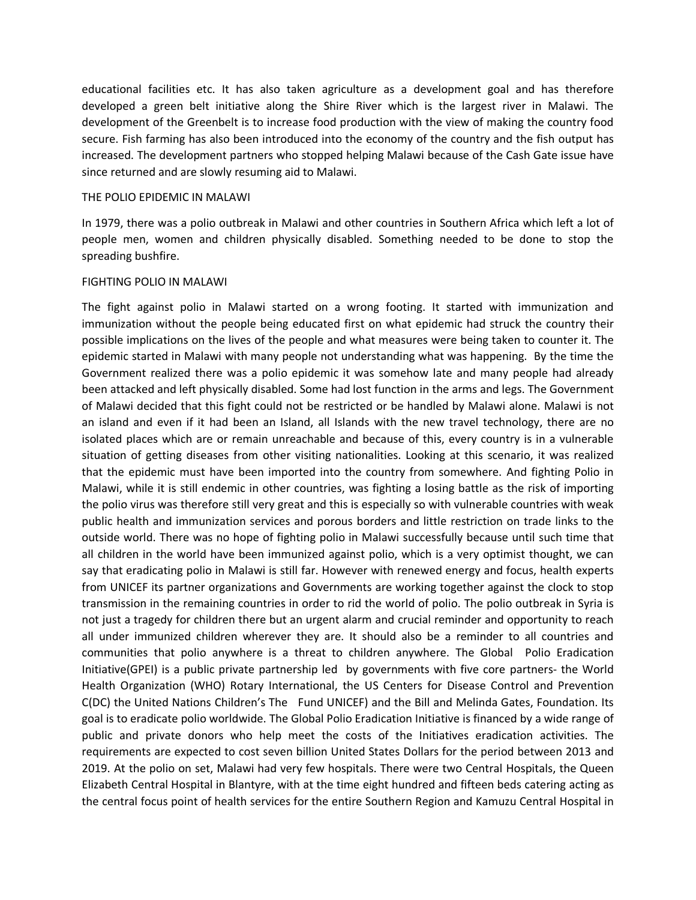educational facilities etc. It has also taken agriculture as a development goal and has therefore developed a green belt initiative along the Shire River which is the largest river in Malawi. The development of the Greenbelt is to increase food production with the view of making the country food secure. Fish farming has also been introduced into the economy of the country and the fish output has increased. The development partners who stopped helping Malawi because of the Cash Gate issue have since returned and are slowly resuming aid to Malawi.

## THE POLIO EPIDEMIC IN MALAWI

In 1979, there was a polio outbreak in Malawi and other countries in Southern Africa which left a lot of people men, women and children physically disabled. Something needed to be done to stop the spreading bushfire.

## FIGHTING POLIO IN MALAWI

The fight against polio in Malawi started on a wrong footing. It started with immunization and immunization without the people being educated first on what epidemic had struck the country their possible implications on the lives of the people and what measures were being taken to counter it. The epidemic started in Malawi with many people not understanding what was happening. By the time the Government realized there was a polio epidemic it was somehow late and many people had already been attacked and left physically disabled. Some had lost function in the arms and legs. The Government of Malawi decided that this fight could not be restricted or be handled by Malawi alone. Malawi is not an island and even if it had been an Island, all Islands with the new travel technology, there are no isolated places which are or remain unreachable and because of this, every country is in a vulnerable situation of getting diseases from other visiting nationalities. Looking at this scenario, it was realized that the epidemic must have been imported into the country from somewhere. And fighting Polio in Malawi, while it is still endemic in other countries, was fighting a losing battle as the risk of importing the polio virus was therefore still very great and this is especially so with vulnerable countries with weak public health and immunization services and porous borders and little restriction on trade links to the outside world. There was no hope of fighting polio in Malawi successfully because until such time that all children in the world have been immunized against polio, which is a very optimist thought, we can say that eradicating polio in Malawi is still far. However with renewed energy and focus, health experts from UNICEF its partner organizations and Governments are working together against the clock to stop transmission in the remaining countries in order to rid the world of polio. The polio outbreak in Syria is not just a tragedy for children there but an urgent alarm and crucial reminder and opportunity to reach all under immunized children wherever they are. It should also be a reminder to all countries and communities that polio anywhere is a threat to children anywhere. The Global Polio Eradication Initiative(GPEI) is a public private partnership led by governments with five core partners- the World Health Organization (WHO) Rotary International, the US Centers for Disease Control and Prevention C(DC) the United Nations Children's The Fund UNICEF) and the Bill and Melinda Gates, Foundation. Its goal is to eradicate polio worldwide. The Global Polio Eradication Initiative is financed by a wide range of public and private donors who help meet the costs of the Initiatives eradication activities. The requirements are expected to cost seven billion United States Dollars for the period between 2013 and 2019. At the polio on set, Malawi had very few hospitals. There were two Central Hospitals, the Queen Elizabeth Central Hospital in Blantyre, with at the time eight hundred and fifteen beds catering acting as the central focus point of health services for the entire Southern Region and Kamuzu Central Hospital in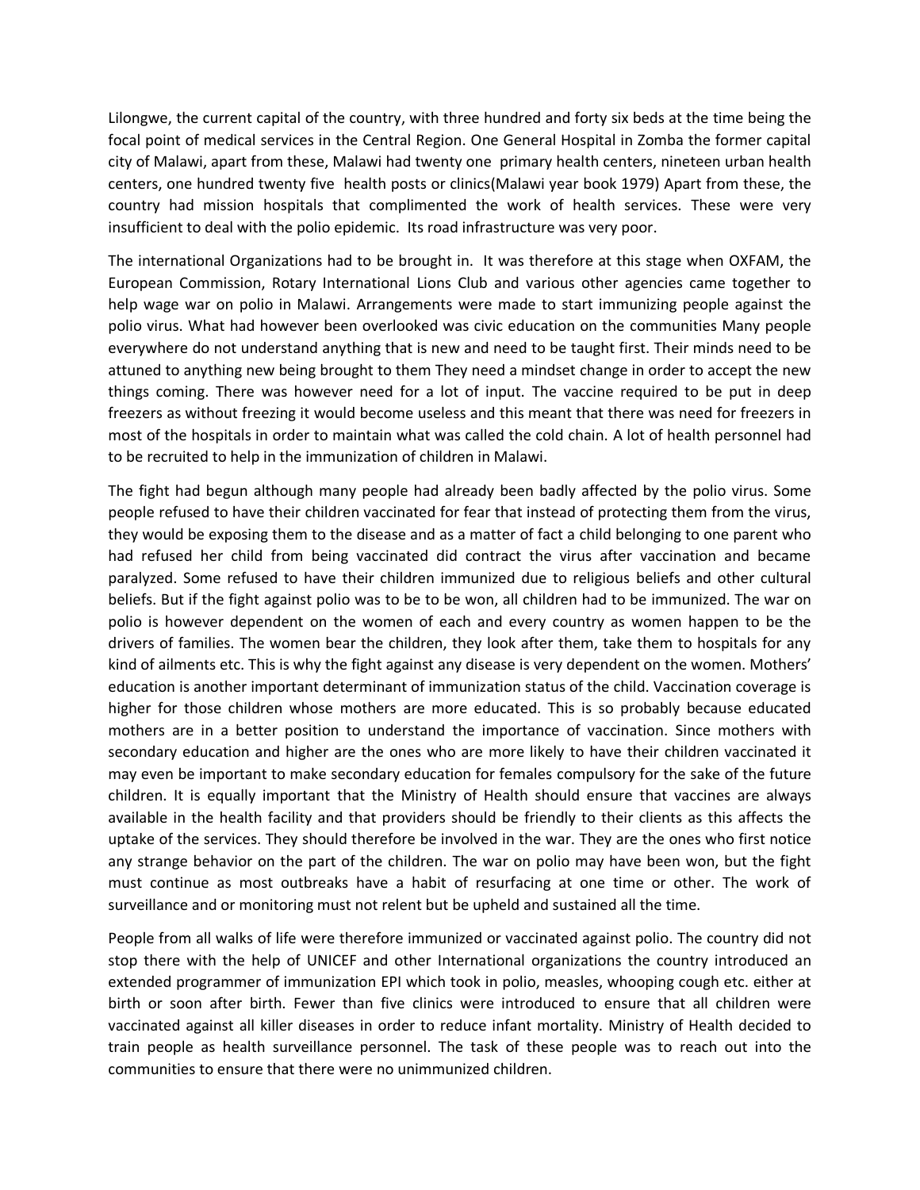Lilongwe, the current capital of the country, with three hundred and forty six beds at the time being the focal point of medical services in the Central Region. One General Hospital in Zomba the former capital city of Malawi, apart from these, Malawi had twenty one primary health centers, nineteen urban health centers, one hundred twenty five health posts or clinics(Malawi year book 1979) Apart from these, the country had mission hospitals that complimented the work of health services. These were very insufficient to deal with the polio epidemic. Its road infrastructure was very poor.

The international Organizations had to be brought in. It was therefore at this stage when OXFAM, the European Commission, Rotary International Lions Club and various other agencies came together to help wage war on polio in Malawi. Arrangements were made to start immunizing people against the polio virus. What had however been overlooked was civic education on the communities Many people everywhere do not understand anything that is new and need to be taught first. Their minds need to be attuned to anything new being brought to them They need a mindset change in order to accept the new things coming. There was however need for a lot of input. The vaccine required to be put in deep freezers as without freezing it would become useless and this meant that there was need for freezers in most of the hospitals in order to maintain what was called the cold chain. A lot of health personnel had to be recruited to help in the immunization of children in Malawi.

The fight had begun although many people had already been badly affected by the polio virus. Some people refused to have their children vaccinated for fear that instead of protecting them from the virus, they would be exposing them to the disease and as a matter of fact a child belonging to one parent who had refused her child from being vaccinated did contract the virus after vaccination and became paralyzed. Some refused to have their children immunized due to religious beliefs and other cultural beliefs. But if the fight against polio was to be to be won, all children had to be immunized. The war on polio is however dependent on the women of each and every country as women happen to be the drivers of families. The women bear the children, they look after them, take them to hospitals for any kind of ailments etc. This is why the fight against any disease is very dependent on the women. Mothers' education is another important determinant of immunization status of the child. Vaccination coverage is higher for those children whose mothers are more educated. This is so probably because educated mothers are in a better position to understand the importance of vaccination. Since mothers with secondary education and higher are the ones who are more likely to have their children vaccinated it may even be important to make secondary education for females compulsory for the sake of the future children. It is equally important that the Ministry of Health should ensure that vaccines are always available in the health facility and that providers should be friendly to their clients as this affects the uptake of the services. They should therefore be involved in the war. They are the ones who first notice any strange behavior on the part of the children. The war on polio may have been won, but the fight must continue as most outbreaks have a habit of resurfacing at one time or other. The work of surveillance and or monitoring must not relent but be upheld and sustained all the time.

People from all walks of life were therefore immunized or vaccinated against polio. The country did not stop there with the help of UNICEF and other International organizations the country introduced an extended programmer of immunization EPI which took in polio, measles, whooping cough etc. either at birth or soon after birth. Fewer than five clinics were introduced to ensure that all children were vaccinated against all killer diseases in order to reduce infant mortality. Ministry of Health decided to train people as health surveillance personnel. The task of these people was to reach out into the communities to ensure that there were no unimmunized children.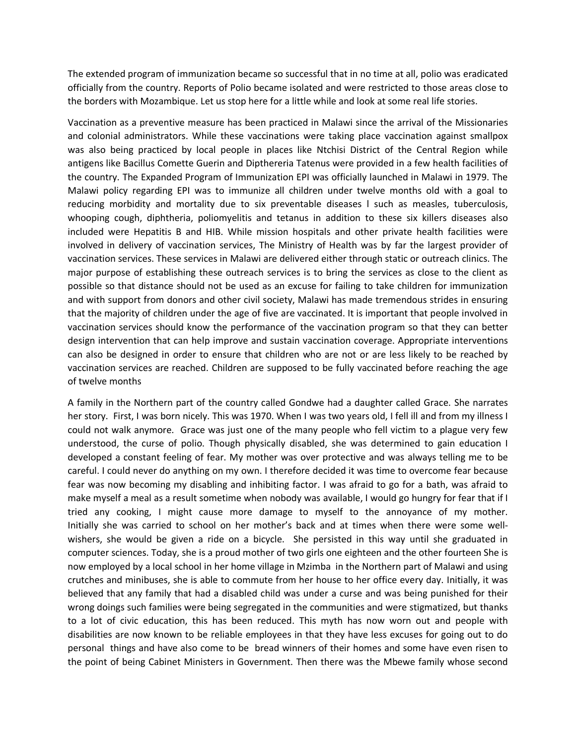The extended program of immunization became so successful that in no time at all, polio was eradicated officially from the country. Reports of Polio became isolated and were restricted to those areas close to the borders with Mozambique. Let us stop here for a little while and look at some real life stories.

Vaccination as a preventive measure has been practiced in Malawi since the arrival of the Missionaries and colonial administrators. While these vaccinations were taking place vaccination against smallpox was also being practiced by local people in places like Ntchisi District of the Central Region while antigens like Bacillus Comette Guerin and Dipthereria Tatenus were provided in a few health facilities of the country. The Expanded Program of Immunization EPI was officially launched in Malawi in 1979. The Malawi policy regarding EPI was to immunize all children under twelve months old with a goal to reducing morbidity and mortality due to six preventable diseases l such as measles, tuberculosis, whooping cough, diphtheria, poliomyelitis and tetanus in addition to these six killers diseases also included were Hepatitis B and HIB. While mission hospitals and other private health facilities were involved in delivery of vaccination services, The Ministry of Health was by far the largest provider of vaccination services. These services in Malawi are delivered either through static or outreach clinics. The major purpose of establishing these outreach services is to bring the services as close to the client as possible so that distance should not be used as an excuse for failing to take children for immunization and with support from donors and other civil society, Malawi has made tremendous strides in ensuring that the majority of children under the age of five are vaccinated. It is important that people involved in vaccination services should know the performance of the vaccination program so that they can better design intervention that can help improve and sustain vaccination coverage. Appropriate interventions can also be designed in order to ensure that children who are not or are less likely to be reached by vaccination services are reached. Children are supposed to be fully vaccinated before reaching the age of twelve months

A family in the Northern part of the country called Gondwe had a daughter called Grace. She narrates her story. First, I was born nicely. This was 1970. When I was two years old, I fell ill and from my illness I could not walk anymore. Grace was just one of the many people who fell victim to a plague very few understood, the curse of polio. Though physically disabled, she was determined to gain education I developed a constant feeling of fear. My mother was over protective and was always telling me to be careful. I could never do anything on my own. I therefore decided it was time to overcome fear because fear was now becoming my disabling and inhibiting factor. I was afraid to go for a bath, was afraid to make myself a meal as a result sometime when nobody was available, I would go hungry for fear that if I tried any cooking, I might cause more damage to myself to the annoyance of my mother. Initially she was carried to school on her mother's back and at times when there were some well-wishers, she would be given a ride on a bicycle. She persisted in this way until she graduated in computer sciences. Today, she is a proud mother of two girls one eighteen and the other fourteen She is now employed by a local school in her home village in Mzimba in the Northern part of Malawi and using crutches and minibuses, she is able to commute from her house to her office every day. Initially, it was believed that any family that had a disabled child was under a curse and was being punished for their wrong doings such families were being segregated in the communities and were stigmatized, but thanks to a lot of civic education, this has been reduced. This myth has now worn out and people with disabilities are now known to be reliable employees in that they have less excuses for going out to do personal things and have also come to be bread winners of their homes and some have even risen to the point of being Cabinet Ministers in Government. Then there was the Mbewe family whose second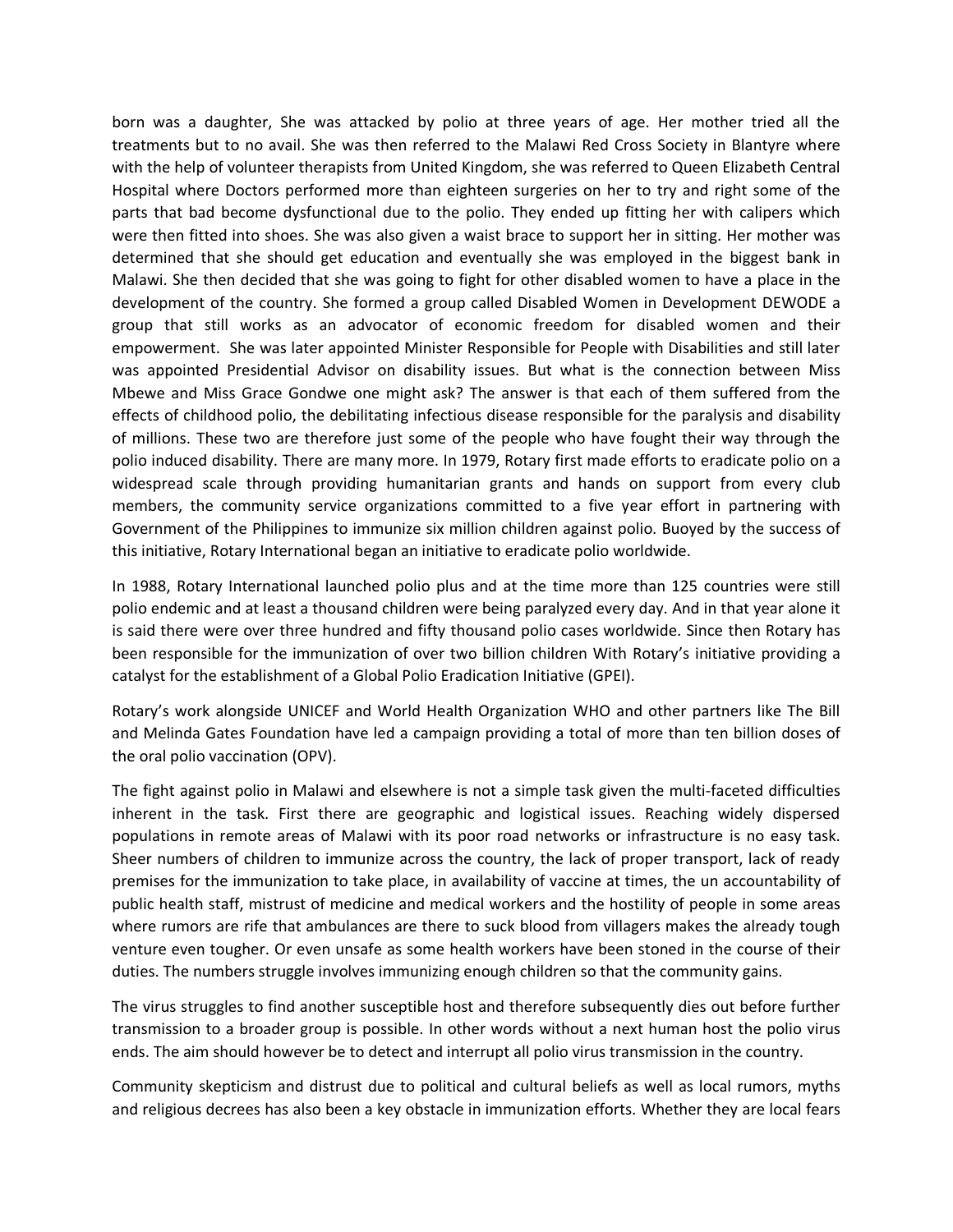born was a daughter, She was attacked by polio at three years of age. Her mother tried all the treatments but to no avail. She was then referred to the Malawi Red Cross Society in Blantyre where with the help of volunteer therapists from United Kingdom, she was referred to Queen Elizabeth Central Hospital where Doctors performed more than eighteen surgeries on her to try and right some of the parts that bad become dysfunctional due to the polio. They ended up fitting her with calipers which were then fitted into shoes. She was also given a waist brace to support her in sitting. Her mother was determined that she should get education and eventually she was employed in the biggest bank in Malawi. She then decided that she was going to fight for other disabled women to have a place in the development of the country. She formed a group called Disabled Women in Development DEWODE a group that still works as an advocator of economic freedom for disabled women and their empowerment. She was later appointed Minister Responsible for People with Disabilities and still later was appointed Presidential Advisor on disability issues. But what is the connection between Miss Mbewe and Miss Grace Gondwe one might ask? The answer is that each of them suffered from the effects of childhood polio, the debilitating infectious disease responsible for the paralysis and disability of millions. These two are therefore just some of the people who have fought their way through the polio induced disability. There are many more. In 1979, Rotary first made efforts to eradicate polio on a widespread scale through providing humanitarian grants and hands on support from every club members, the community service organizations committed to a five year effort in partnering with Government of the Philippines to immunize six million children against polio. Buoyed by the success of this initiative, Rotary International began an initiative to eradicate polio worldwide.

In 1988, Rotary International launched polio plus and at the time more than 125 countries were still polio endemic and at least a thousand children were being paralyzed every day. And in that year alone it is said there were over three hundred and fifty thousand polio cases worldwide. Since then Rotary has been responsible for the immunization of over two billion children With Rotary's initiative providing a catalyst for the establishment of a Global Polio Eradication Initiative (GPEI).

Rotary's work alongside UNICEF and World Health Organization WHO and other partners like The Bill and Melinda Gates Foundation have led a campaign providing a total of more than ten billion doses of the oral polio vaccination (OPV).

The fight against polio in Malawi and elsewhere is not a simple task given the multi-faceted difficulties inherent in the task. First there are geographic and logistical issues. Reaching widely dispersed populations in remote areas of Malawi with its poor road networks or infrastructure is no easy task. Sheer numbers of children to immunize across the country, the lack of proper transport, lack of ready premises for the immunization to take place, in availability of vaccine at times, the un accountability of public health staff, mistrust of medicine and medical workers and the hostility of people in some areas where rumors are rife that ambulances are there to suck blood from villagers makes the already tough venture even tougher. Or even unsafe as some health workers have been stoned in the course of their duties. The numbers struggle involves immunizing enough children so that the community gains.

The virus struggles to find another susceptible host and therefore subsequently dies out before further transmission to a broader group is possible. In other words without a next human host the polio virus ends. The aim should however be to detect and interrupt all polio virus transmission in the country.

Community skepticism and distrust due to political and cultural beliefs as well as local rumors, myths and religious decrees has also been a key obstacle in immunization efforts. Whether they are local fears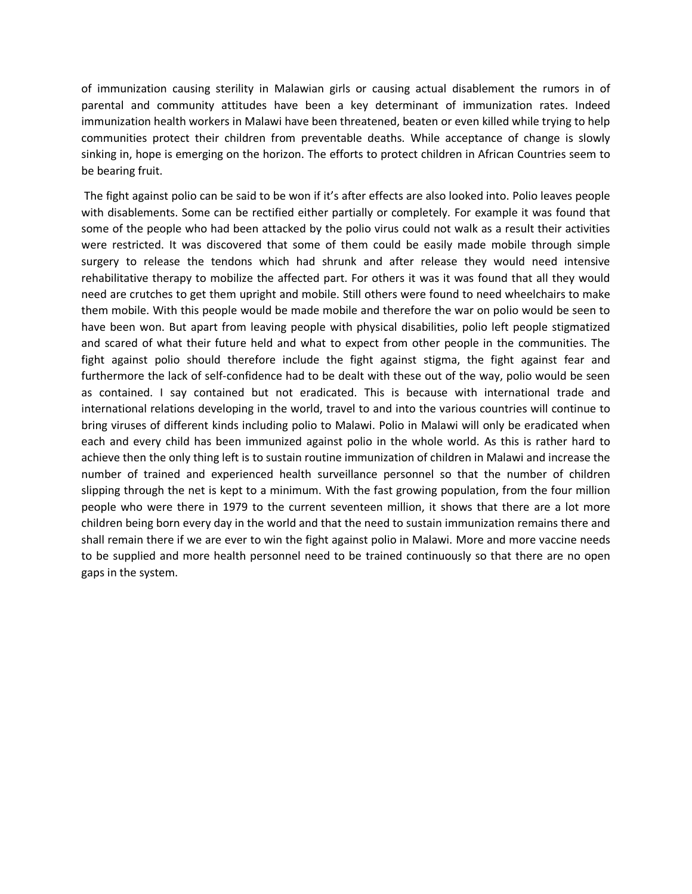of immunization causing sterility in Malawian girls or causing actual disablement the rumors in of parental and community attitudes have been a key determinant of immunization rates. Indeed immunization health workers in Malawi have been threatened, beaten or even killed while trying to help communities protect their children from preventable deaths. While acceptance of change is slowly sinking in, hope is emerging on the horizon. The efforts to protect children in African Countries seem to be bearing fruit.

The fight against polio can be said to be won if it's after effects are also looked into. Polio leaves people with disablements. Some can be rectified either partially or completely. For example it was found that some of the people who had been attacked by the polio virus could not walk as a result their activities were restricted. It was discovered that some of them could be easily made mobile through simple surgery to release the tendons which had shrunk and after release they would need intensive rehabilitative therapy to mobilize the affected part. For others it was it was found that all they would need are crutches to get them upright and mobile. Still others were found to need wheelchairs to make them mobile. With this people would be made mobile and therefore the war on polio would be seen to have been won. But apart from leaving people with physical disabilities, polio left people stigmatized and scared of what their future held and what to expect from other people in the communities. The fight against polio should therefore include the fight against stigma, the fight against fear and furthermore the lack of self-confidence had to be dealt with these out of the way, polio would be seen as contained. I say contained but not eradicated. This is because with international trade and international relations developing in the world, travel to and into the various countries will continue to bring viruses of different kinds including polio to Malawi. Polio in Malawi will only be eradicated when each and every child has been immunized against polio in the whole world. As this is rather hard to achieve then the only thing left is to sustain routine immunization of children in Malawi and increase the number of trained and experienced health surveillance personnel so that the number of children slipping through the net is kept to a minimum. With the fast growing population, from the four million people who were there in 1979 to the current seventeen million, it shows that there are a lot more children being born every day in the world and that the need to sustain immunization remains there and shall remain there if we are ever to win the fight against polio in Malawi. More and more vaccine needs to be supplied and more health personnel need to be trained continuously so that there are no open gaps in the system.